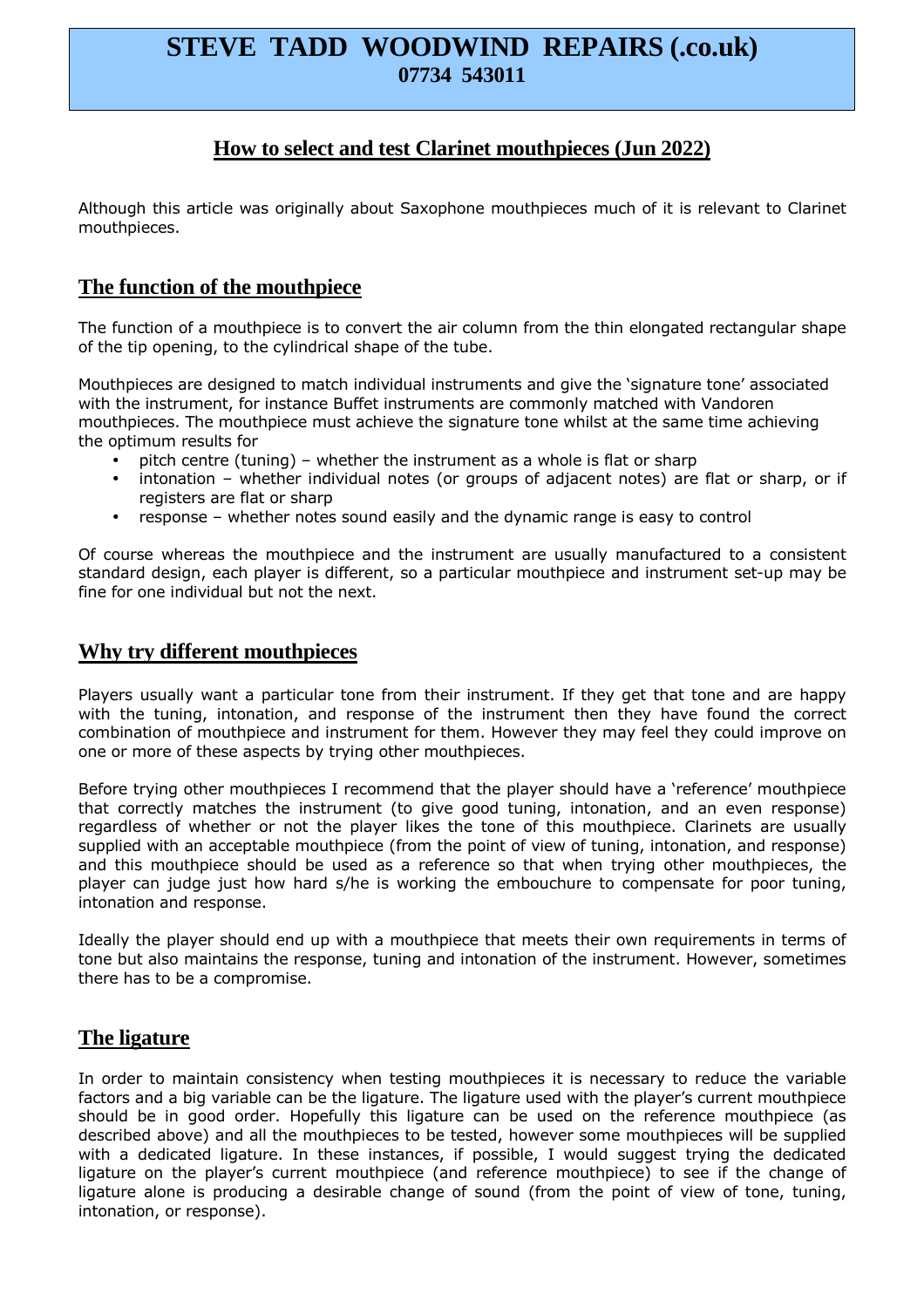# STEVE TADD WOODWIND REPAIRS (.co.uk)
**07734 543011**

## How to select and test Clarinet mouthpieces (Jun 2022)

Although this article was originally about Saxophone mouthpieces much of it is relevant to Clarinet mouthpieces.

## The function of the mouthpiece

The function of a mouthpiece is to convert the air column from the thin elongated rectangular shape of the tip opening, to the cylindrical shape of the tube.

Mouthpieces are designed to match individual instruments and give the 'signature tone' associated with the instrument, for instance Buffet instruments are commonly matched with Vandoren mouthpieces. The mouthpiece must achieve the signature tone whilst at the same time achieving the optimum results for

- pitch centre (tuning) – whether the instrument as a whole is flat or sharp
- intonation – whether individual notes (or groups of adjacent notes) are flat or sharp, or if registers are flat or sharp
- response – whether notes sound easily and the dynamic range is easy to control

Of course whereas the mouthpiece and the instrument are usually manufactured to a consistent standard design, each player is different, so a particular mouthpiece and instrument set-up may be fine for one individual but not the next.

## Why try different mouthpieces

Players usually want a particular tone from their instrument. If they get that tone and are happy with the tuning, intonation, and response of the instrument then they have found the correct combination of mouthpiece and instrument for them. However they may feel they could improve on one or more of these aspects by trying other mouthpieces.

Before trying other mouthpieces I recommend that the player should have a 'reference' mouthpiece that correctly matches the instrument (to give good tuning, intonation, and an even response) regardless of whether or not the player likes the tone of this mouthpiece. Clarinets are usually supplied with an acceptable mouthpiece (from the point of view of tuning, intonation, and response) and this mouthpiece should be used as a reference so that when trying other mouthpieces, the player can judge just how hard s/he is working the embouchure to compensate for poor tuning, intonation and response.

Ideally the player should end up with a mouthpiece that meets their own requirements in terms of tone but also maintains the response, tuning and intonation of the instrument. However, sometimes there has to be a compromise.

## The ligature

In order to maintain consistency when testing mouthpieces it is necessary to reduce the variable factors and a big variable can be the ligature. The ligature used with the player's current mouthpiece should be in good order. Hopefully this ligature can be used on the reference mouthpiece (as described above) and all the mouthpieces to be tested, however some mouthpieces will be supplied with a dedicated ligature. In these instances, if possible, I would suggest trying the dedicated ligature on the player's current mouthpiece (and reference mouthpiece) to see if the change of ligature alone is producing a desirable change of sound (from the point of view of tone, tuning, intonation, or response).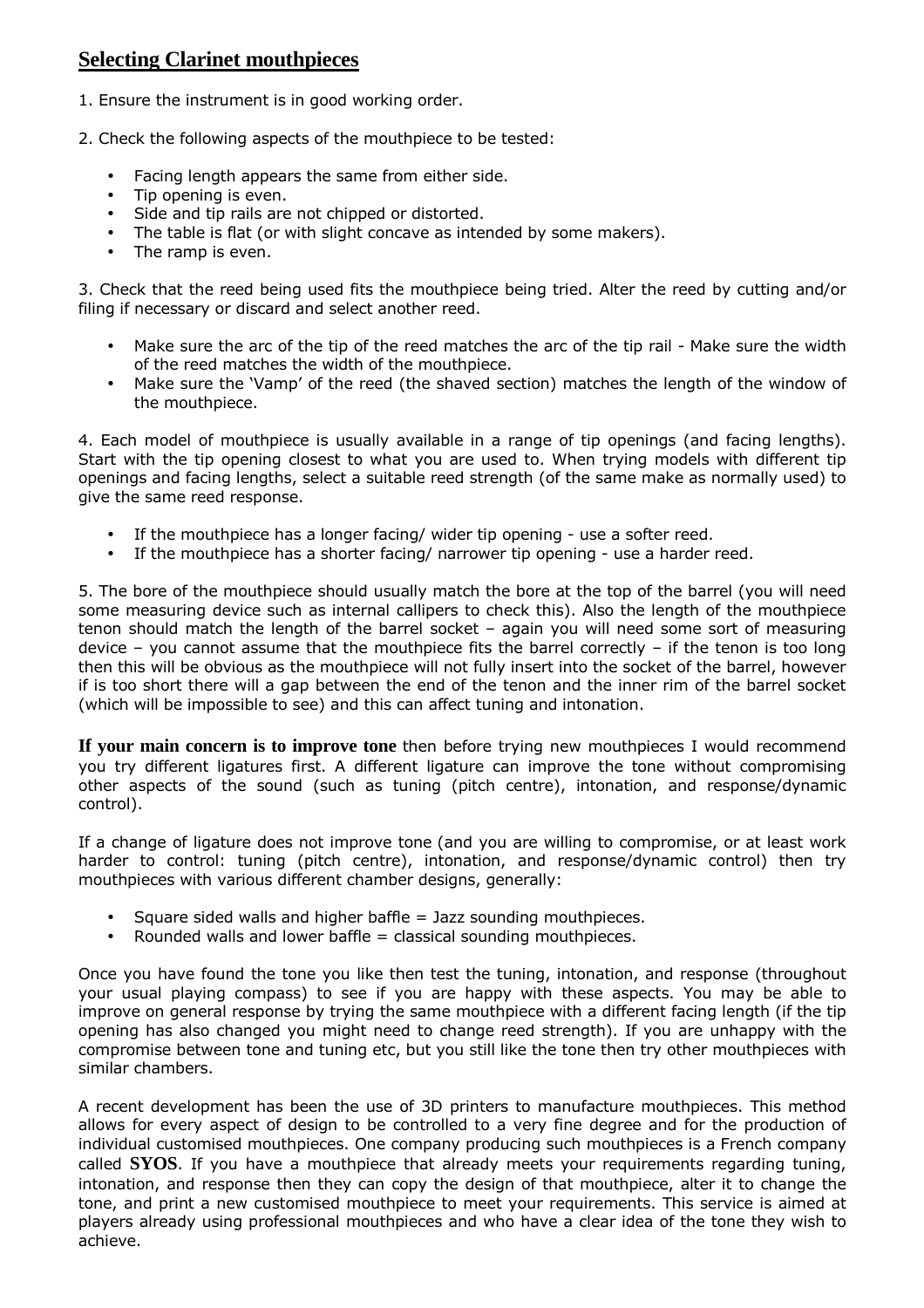## Selecting Clarinet mouthpieces

1. Ensure the instrument is in good working order.

2. Check the following aspects of the mouthpiece to be tested:

- Facing length appears the same from either side.
- Tip opening is even.
- Side and tip rails are not chipped or distorted.
- The table is flat (or with slight concave as intended by some makers).
- The ramp is even.

3. Check that the reed being used fits the mouthpiece being tried. Alter the reed by cutting and/or filing if necessary or discard and select another reed.

- Make sure the arc of the tip of the reed matches the arc of the tip rail - Make sure the width of the reed matches the width of the mouthpiece.
- Make sure the 'Vamp' of the reed (the shaved section) matches the length of the window of the mouthpiece.

4. Each model of mouthpiece is usually available in a range of tip openings (and facing lengths). Start with the tip opening closest to what you are used to. When trying models with different tip openings and facing lengths, select a suitable reed strength (of the same make as normally used) to give the same reed response.

- If the mouthpiece has a longer facing/ wider tip opening - use a softer reed.
- If the mouthpiece has a shorter facing/ narrower tip opening - use a harder reed.

5. The bore of the mouthpiece should usually match the bore at the top of the barrel (you will need some measuring device such as internal callipers to check this). Also the length of the mouthpiece tenon should match the length of the barrel socket – again you will need some sort of measuring device – you cannot assume that the mouthpiece fits the barrel correctly – if the tenon is too long then this will be obvious as the mouthpiece will not fully insert into the socket of the barrel, however if is too short there will a gap between the end of the tenon and the inner rim of the barrel socket (which will be impossible to see) and this can affect tuning and intonation.

**If your main concern is to improve tone** then before trying new mouthpieces I would recommend you try different ligatures first. A different ligature can improve the tone without compromising other aspects of the sound (such as tuning (pitch centre), intonation, and response/dynamic control).

If a change of ligature does not improve tone (and you are willing to compromise, or at least work harder to control: tuning (pitch centre), intonation, and response/dynamic control) then try mouthpieces with various different chamber designs, generally:

- Square sided walls and higher baffle = Jazz sounding mouthpieces.
- Rounded walls and lower baffle = classical sounding mouthpieces.

Once you have found the tone you like then test the tuning, intonation, and response (throughout your usual playing compass) to see if you are happy with these aspects. You may be able to improve on general response by trying the same mouthpiece with a different facing length (if the tip opening has also changed you might need to change reed strength). If you are unhappy with the compromise between tone and tuning etc, but you still like the tone then try other mouthpieces with similar chambers.

A recent development has been the use of 3D printers to manufacture mouthpieces. This method allows for every aspect of design to be controlled to a very fine degree and for the production of individual customised mouthpieces. One company producing such mouthpieces is a French company called **SYOS**. If you have a mouthpiece that already meets your requirements regarding tuning, intonation, and response then they can copy the design of that mouthpiece, alter it to change the tone, and print a new customised mouthpiece to meet your requirements. This service is aimed at players already using professional mouthpieces and who have a clear idea of the tone they wish to achieve.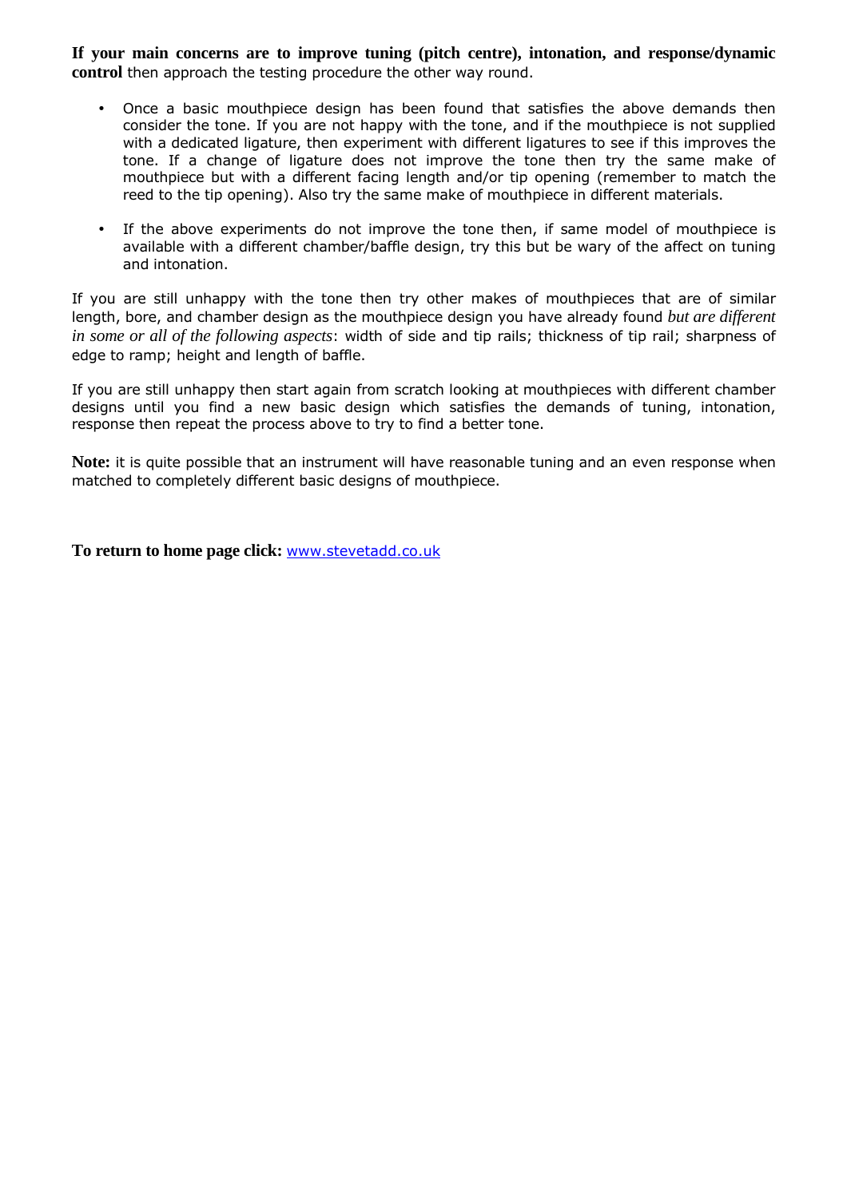**If your main concerns are to improve tuning (pitch centre), intonation, and response/dynamic control** then approach the testing procedure the other way round.

- Once a basic mouthpiece design has been found that satisfies the above demands then consider the tone. If you are not happy with the tone, and if the mouthpiece is not supplied with a dedicated ligature, then experiment with different ligatures to see if this improves the tone. If a change of ligature does not improve the tone then try the same make of mouthpiece but with a different facing length and/or tip opening (remember to match the reed to the tip opening). Also try the same make of mouthpiece in different materials.

- If the above experiments do not improve the tone then, if same model of mouthpiece is available with a different chamber/baffle design, try this but be wary of the affect on tuning and intonation.

If you are still unhappy with the tone then try other makes of mouthpieces that are of similar length, bore, and chamber design as the mouthpiece design you have already found *but are different in some or all of the following aspects*: width of side and tip rails; thickness of tip rail; sharpness of edge to ramp; height and length of baffle.

If you are still unhappy then start again from scratch looking at mouthpieces with different chamber designs until you find a new basic design which satisfies the demands of tuning, intonation, response then repeat the process above to try to find a better tone.

**Note:** it is quite possible that an instrument will have reasonable tuning and an even response when matched to completely different basic designs of mouthpiece.

**To return to home page click:** www.stevetadd.co.uk